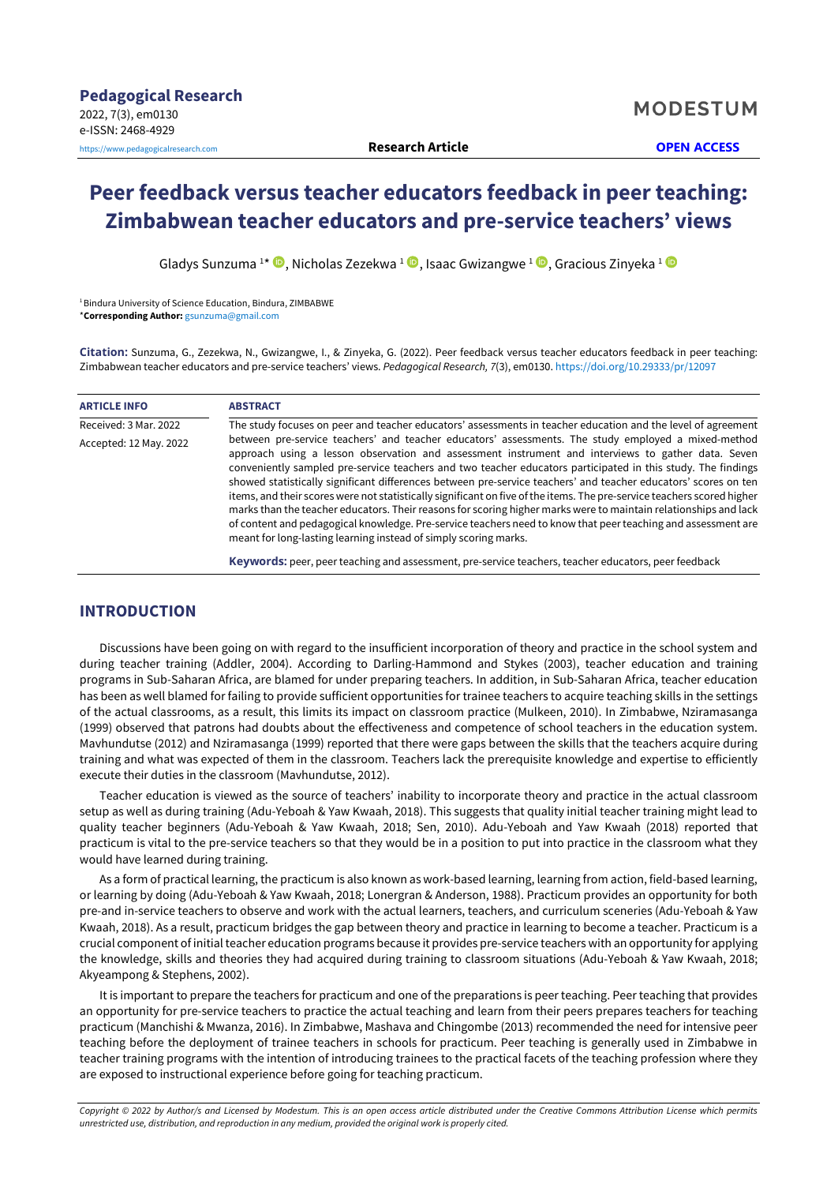Pedagogical Research
2022, 7(3), em0130
e-ISSN: 2468-4929
https://www.pedagogicalresearch.com

MODESTUM

Research Article

OPEN ACCESS

# Peer feedback versus teacher educators feedback in peer teaching: Zimbabwean teacher educators and pre-service teachers' views

Gladys Sunzuma [1*], Nicholas Zezekwa [1], Isaac Gwizangwe [1], Gracious Zinyeka [1]

[1] Bindura University of Science Education, Bindura, ZIMBABWE
*Corresponding Author: gsunzuma@gmail.com

**Citation:** Sunzuma, G., Zezekwa, N., Gwizangwe, I., & Zinyeka, G. (2022). Peer feedback versus teacher educators feedback in peer teaching: Zimbabwean teacher educators and pre-service teachers' views. *Pedagogical Research, 7*(3), em0130. https://doi.org/10.29333/pr/12097

**ARTICLE INFO**

Received: 3 Mar. 2022

Accepted: 12 May. 2022

**ABSTRACT**

The study focuses on peer and teacher educators' assessments in teacher education and the level of agreement between pre-service teachers' and teacher educators' assessments. The study employed a mixed-method approach using a lesson observation and assessment instrument and interviews to gather data. Seven conveniently sampled pre-service teachers and two teacher educators participated in this study. The findings showed statistically significant differences between pre-service teachers' and teacher educators' scores on ten items, and their scores were not statistically significant on five of the items. The pre-service teachers scored higher marks than the teacher educators. Their reasons for scoring higher marks were to maintain relationships and lack of content and pedagogical knowledge. Pre-service teachers need to know that peer teaching and assessment are meant for long-lasting learning instead of simply scoring marks.

**Keywords:** peer, peer teaching and assessment, pre-service teachers, teacher educators, peer feedback

## INTRODUCTION

Discussions have been going on with regard to the insufficient incorporation of theory and practice in the school system and during teacher training (Addler, 2004). According to Darling-Hammond and Stykes (2003), teacher education and training programs in Sub-Saharan Africa, are blamed for under preparing teachers. In addition, in Sub-Saharan Africa, teacher education has been as well blamed for failing to provide sufficient opportunities for trainee teachers to acquire teaching skills in the settings of the actual classrooms, as a result, this limits its impact on classroom practice (Mulkeen, 2010). In Zimbabwe, Nziramasanga (1999) observed that patrons had doubts about the effectiveness and competence of school teachers in the education system. Mavhundutse (2012) and Nziramasanga (1999) reported that there were gaps between the skills that the teachers acquire during training and what was expected of them in the classroom. Teachers lack the prerequisite knowledge and expertise to efficiently execute their duties in the classroom (Mavhundutse, 2012).

Teacher education is viewed as the source of teachers' inability to incorporate theory and practice in the actual classroom setup as well as during training (Adu-Yeboah & Yaw Kwaah, 2018). This suggests that quality initial teacher training might lead to quality teacher beginners (Adu-Yeboah & Yaw Kwaah, 2018; Sen, 2010). Adu-Yeboah and Yaw Kwaah (2018) reported that practicum is vital to the pre-service teachers so that they would be in a position to put into practice in the classroom what they would have learned during training.

As a form of practical learning, the practicum is also known as work-based learning, learning from action, field-based learning, or learning by doing (Adu-Yeboah & Yaw Kwaah, 2018; Lonergran & Anderson, 1988). Practicum provides an opportunity for both pre-and in-service teachers to observe and work with the actual learners, teachers, and curriculum sceneries (Adu-Yeboah & Yaw Kwaah, 2018). As a result, practicum bridges the gap between theory and practice in learning to become a teacher. Practicum is a crucial component of initial teacher education programs because it provides pre-service teachers with an opportunity for applying the knowledge, skills and theories they had acquired during training to classroom situations (Adu-Yeboah & Yaw Kwaah, 2018; Akyeampong & Stephens, 2002).

It is important to prepare the teachers for practicum and one of the preparations is peer teaching. Peer teaching that provides an opportunity for pre-service teachers to practice the actual teaching and learn from their peers prepares teachers for teaching practicum (Manchishi & Mwanza, 2016). In Zimbabwe, Mashava and Chingombe (2013) recommended the need for intensive peer teaching before the deployment of trainee teachers in schools for practicum. Peer teaching is generally used in Zimbabwe in teacher training programs with the intention of introducing trainees to the practical facets of the teaching profession where they are exposed to instructional experience before going for teaching practicum.

*Copyright © 2022 by Author/s and Licensed by Modestum. This is an open access article distributed under the Creative Commons Attribution License which permits unrestricted use, distribution, and reproduction in any medium, provided the original work is properly cited.*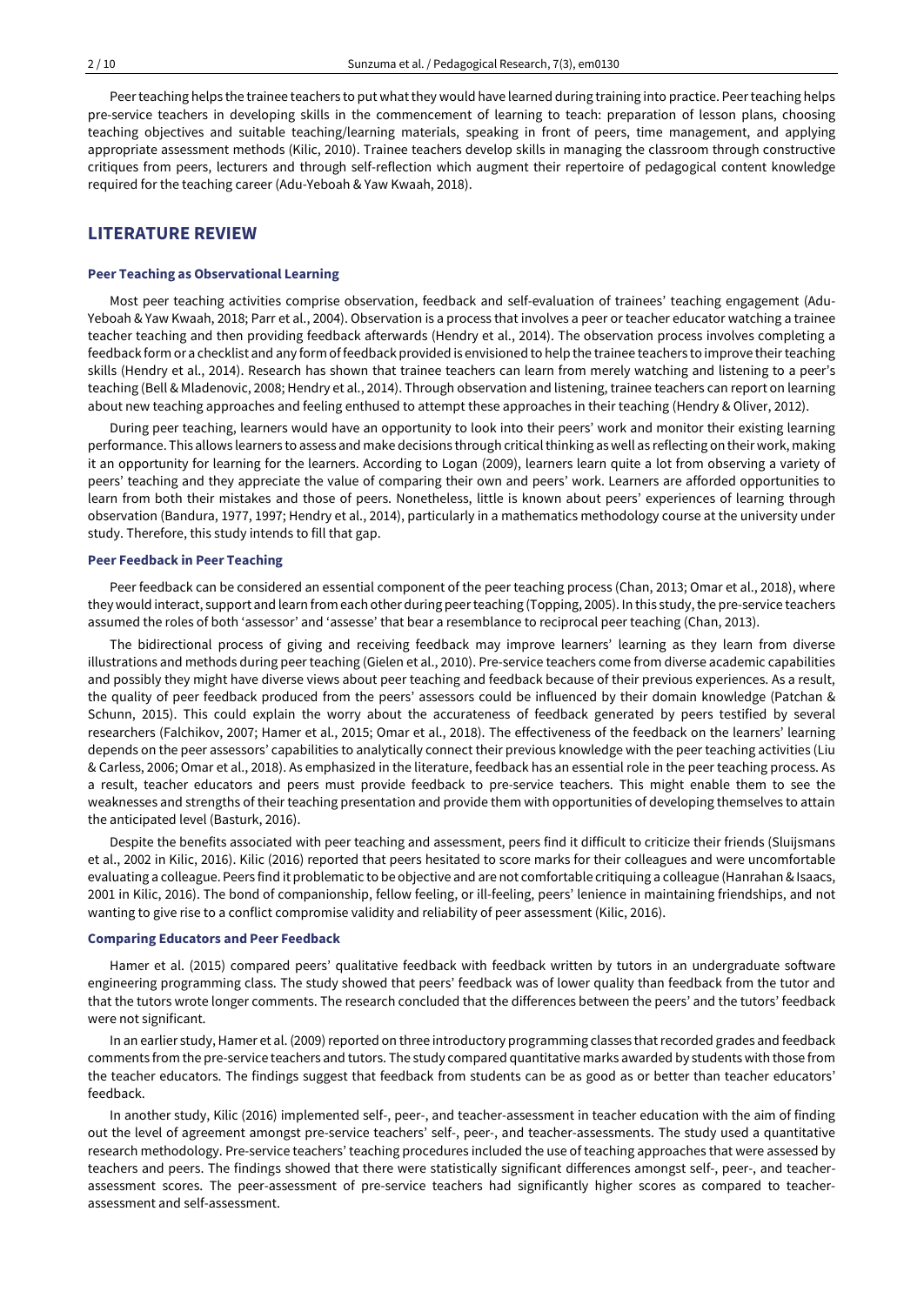Peer teaching helps the trainee teachers to put what they would have learned during training into practice. Peer teaching helps pre-service teachers in developing skills in the commencement of learning to teach: preparation of lesson plans, choosing teaching objectives and suitable teaching/learning materials, speaking in front of peers, time management, and applying appropriate assessment methods (Kilic, 2010). Trainee teachers develop skills in managing the classroom through constructive critiques from peers, lecturers and through self-reflection which augment their repertoire of pedagogical content knowledge required for the teaching career (Adu-Yeboah & Yaw Kwaah, 2018).

## LITERATURE REVIEW

### Peer Teaching as Observational Learning

Most peer teaching activities comprise observation, feedback and self-evaluation of trainees' teaching engagement (Adu-Yeboah & Yaw Kwaah, 2018; Parr et al., 2004). Observation is a process that involves a peer or teacher educator watching a trainee teacher teaching and then providing feedback afterwards (Hendry et al., 2014). The observation process involves completing a feedback form or a checklist and any form of feedback provided is envisioned to help the trainee teachers to improve their teaching skills (Hendry et al., 2014). Research has shown that trainee teachers can learn from merely watching and listening to a peer's teaching (Bell & Mladenovic, 2008; Hendry et al., 2014). Through observation and listening, trainee teachers can report on learning about new teaching approaches and feeling enthused to attempt these approaches in their teaching (Hendry & Oliver, 2012).

During peer teaching, learners would have an opportunity to look into their peers' work and monitor their existing learning performance. This allows learners to assess and make decisions through critical thinking as well as reflecting on their work, making it an opportunity for learning for the learners. According to Logan (2009), learners learn quite a lot from observing a variety of peers' teaching and they appreciate the value of comparing their own and peers' work. Learners are afforded opportunities to learn from both their mistakes and those of peers. Nonetheless, little is known about peers' experiences of learning through observation (Bandura, 1977, 1997; Hendry et al., 2014), particularly in a mathematics methodology course at the university under study. Therefore, this study intends to fill that gap.

### Peer Feedback in Peer Teaching

Peer feedback can be considered an essential component of the peer teaching process (Chan, 2013; Omar et al., 2018), where they would interact, support and learn from each other during peer teaching (Topping, 2005). In this study, the pre-service teachers assumed the roles of both 'assessor' and 'assesse' that bear a resemblance to reciprocal peer teaching (Chan, 2013).

The bidirectional process of giving and receiving feedback may improve learners' learning as they learn from diverse illustrations and methods during peer teaching (Gielen et al., 2010). Pre-service teachers come from diverse academic capabilities and possibly they might have diverse views about peer teaching and feedback because of their previous experiences. As a result, the quality of peer feedback produced from the peers' assessors could be influenced by their domain knowledge (Patchan & Schunn, 2015). This could explain the worry about the accurateness of feedback generated by peers testified by several researchers (Falchikov, 2007; Hamer et al., 2015; Omar et al., 2018). The effectiveness of the feedback on the learners' learning depends on the peer assessors' capabilities to analytically connect their previous knowledge with the peer teaching activities (Liu & Carless, 2006; Omar et al., 2018). As emphasized in the literature, feedback has an essential role in the peer teaching process. As a result, teacher educators and peers must provide feedback to pre-service teachers. This might enable them to see the weaknesses and strengths of their teaching presentation and provide them with opportunities of developing themselves to attain the anticipated level (Basturk, 2016).

Despite the benefits associated with peer teaching and assessment, peers find it difficult to criticize their friends (Sluijsmans et al., 2002 in Kilic, 2016). Kilic (2016) reported that peers hesitated to score marks for their colleagues and were uncomfortable evaluating a colleague. Peers find it problematic to be objective and are not comfortable critiquing a colleague (Hanrahan & Isaacs, 2001 in Kilic, 2016). The bond of companionship, fellow feeling, or ill-feeling, peers' lenience in maintaining friendships, and not wanting to give rise to a conflict compromise validity and reliability of peer assessment (Kilic, 2016).

### Comparing Educators and Peer Feedback

Hamer et al. (2015) compared peers' qualitative feedback with feedback written by tutors in an undergraduate software engineering programming class. The study showed that peers' feedback was of lower quality than feedback from the tutor and that the tutors wrote longer comments. The research concluded that the differences between the peers' and the tutors' feedback were not significant.

In an earlier study, Hamer et al. (2009) reported on three introductory programming classes that recorded grades and feedback comments from the pre-service teachers and tutors. The study compared quantitative marks awarded by students with those from the teacher educators. The findings suggest that feedback from students can be as good as or better than teacher educators' feedback.

In another study, Kilic (2016) implemented self-, peer-, and teacher-assessment in teacher education with the aim of finding out the level of agreement amongst pre-service teachers' self-, peer-, and teacher-assessments. The study used a quantitative research methodology. Pre-service teachers' teaching procedures included the use of teaching approaches that were assessed by teachers and peers. The findings showed that there were statistically significant differences amongst self-, peer-, and teacher-assessment scores. The peer-assessment of pre-service teachers had significantly higher scores as compared to teacher-assessment and self-assessment.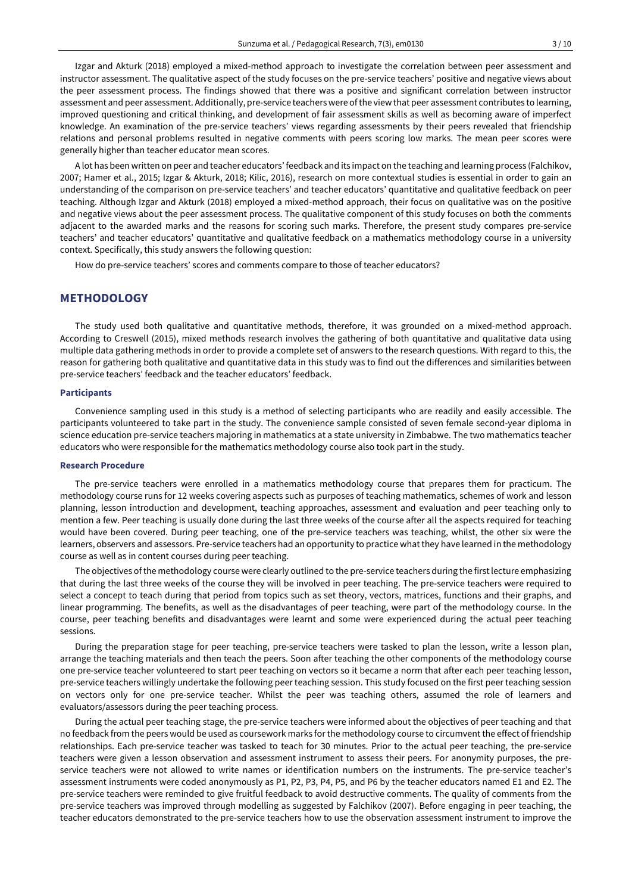Izgar and Akturk (2018) employed a mixed-method approach to investigate the correlation between peer assessment and instructor assessment. The qualitative aspect of the study focuses on the pre-service teachers' positive and negative views about the peer assessment process. The findings showed that there was a positive and significant correlation between instructor assessment and peer assessment. Additionally, pre-service teachers were of the view that peer assessment contributes to learning, improved questioning and critical thinking, and development of fair assessment skills as well as becoming aware of imperfect knowledge. An examination of the pre-service teachers' views regarding assessments by their peers revealed that friendship relations and personal problems resulted in negative comments with peers scoring low marks. The mean peer scores were generally higher than teacher educator mean scores.

A lot has been written on peer and teacher educators' feedback and its impact on the teaching and learning process (Falchikov, 2007; Hamer et al., 2015; Izgar & Akturk, 2018; Kilic, 2016), research on more contextual studies is essential in order to gain an understanding of the comparison on pre-service teachers' and teacher educators' quantitative and qualitative feedback on peer teaching. Although Izgar and Akturk (2018) employed a mixed-method approach, their focus on qualitative was on the positive and negative views about the peer assessment process. The qualitative component of this study focuses on both the comments adjacent to the awarded marks and the reasons for scoring such marks. Therefore, the present study compares pre-service teachers' and teacher educators' quantitative and qualitative feedback on a mathematics methodology course in a university context. Specifically, this study answers the following question:

How do pre-service teachers' scores and comments compare to those of teacher educators?

## METHODOLOGY

The study used both qualitative and quantitative methods, therefore, it was grounded on a mixed-method approach. According to Creswell (2015), mixed methods research involves the gathering of both quantitative and qualitative data using multiple data gathering methods in order to provide a complete set of answers to the research questions. With regard to this, the reason for gathering both qualitative and quantitative data in this study was to find out the differences and similarities between pre-service teachers' feedback and the teacher educators' feedback.

### Participants

Convenience sampling used in this study is a method of selecting participants who are readily and easily accessible. The participants volunteered to take part in the study. The convenience sample consisted of seven female second-year diploma in science education pre-service teachers majoring in mathematics at a state university in Zimbabwe. The two mathematics teacher educators who were responsible for the mathematics methodology course also took part in the study.

### Research Procedure

The pre-service teachers were enrolled in a mathematics methodology course that prepares them for practicum. The methodology course runs for 12 weeks covering aspects such as purposes of teaching mathematics, schemes of work and lesson planning, lesson introduction and development, teaching approaches, assessment and evaluation and peer teaching only to mention a few. Peer teaching is usually done during the last three weeks of the course after all the aspects required for teaching would have been covered. During peer teaching, one of the pre-service teachers was teaching, whilst, the other six were the learners, observers and assessors. Pre-service teachers had an opportunity to practice what they have learned in the methodology course as well as in content courses during peer teaching.

The objectives of the methodology course were clearly outlined to the pre-service teachers during the first lecture emphasizing that during the last three weeks of the course they will be involved in peer teaching. The pre-service teachers were required to select a concept to teach during that period from topics such as set theory, vectors, matrices, functions and their graphs, and linear programming. The benefits, as well as the disadvantages of peer teaching, were part of the methodology course. In the course, peer teaching benefits and disadvantages were learnt and some were experienced during the actual peer teaching sessions.

During the preparation stage for peer teaching, pre-service teachers were tasked to plan the lesson, write a lesson plan, arrange the teaching materials and then teach the peers. Soon after teaching the other components of the methodology course one pre-service teacher volunteered to start peer teaching on vectors so it became a norm that after each peer teaching lesson, pre-service teachers willingly undertake the following peer teaching session. This study focused on the first peer teaching session on vectors only for one pre-service teacher. Whilst the peer was teaching others, assumed the role of learners and evaluators/assessors during the peer teaching process.

During the actual peer teaching stage, the pre-service teachers were informed about the objectives of peer teaching and that no feedback from the peers would be used as coursework marks for the methodology course to circumvent the effect of friendship relationships. Each pre-service teacher was tasked to teach for 30 minutes. Prior to the actual peer teaching, the pre-service teachers were given a lesson observation and assessment instrument to assess their peers. For anonymity purposes, the pre-service teachers were not allowed to write names or identification numbers on the instruments. The pre-service teacher's assessment instruments were coded anonymously as P1, P2, P3, P4, P5, and P6 by the teacher educators named E1 and E2. The pre-service teachers were reminded to give fruitful feedback to avoid destructive comments. The quality of comments from the pre-service teachers was improved through modelling as suggested by Falchikov (2007). Before engaging in peer teaching, the teacher educators demonstrated to the pre-service teachers how to use the observation assessment instrument to improve the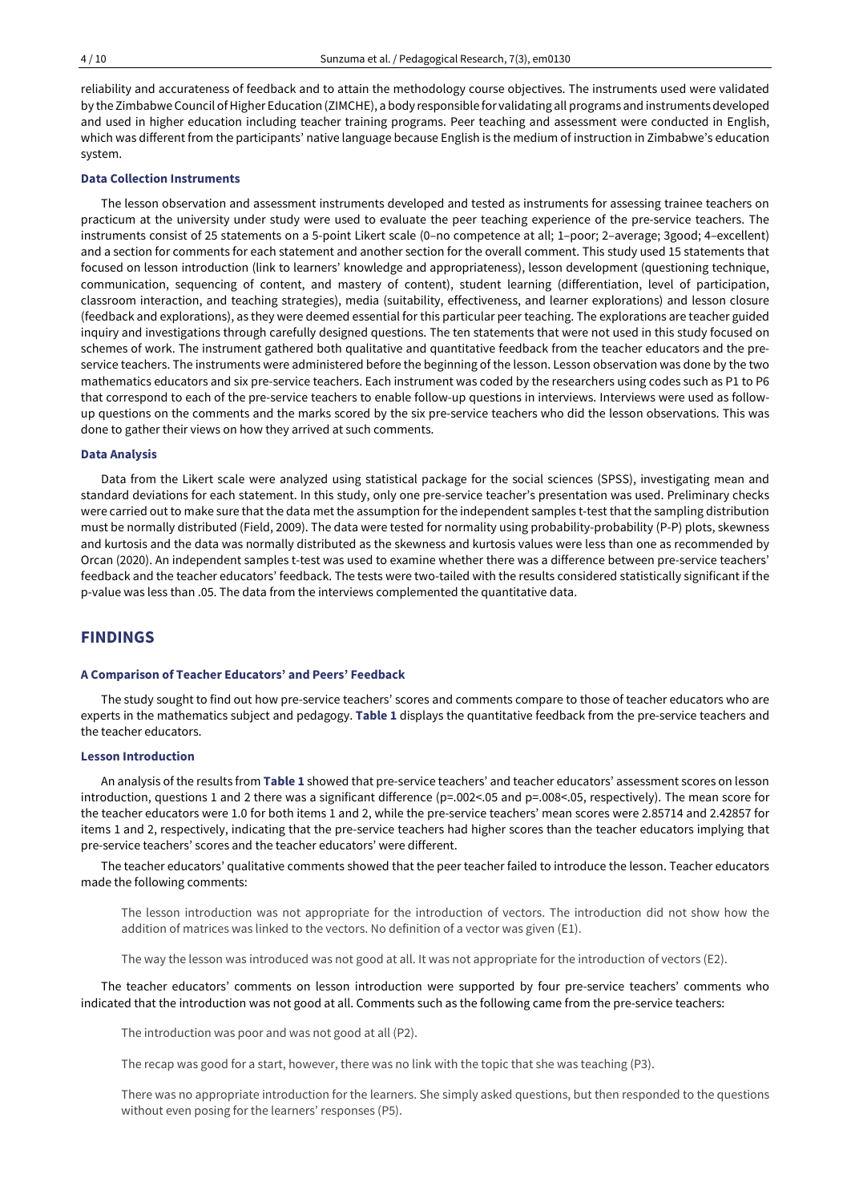reliability and accurateness of feedback and to attain the methodology course objectives. The instruments used were validated by the Zimbabwe Council of Higher Education (ZIMCHE), a body responsible for validating all programs and instruments developed and used in higher education including teacher training programs. Peer teaching and assessment were conducted in English, which was different from the participants' native language because English is the medium of instruction in Zimbabwe's education system.

### Data Collection Instruments

The lesson observation and assessment instruments developed and tested as instruments for assessing trainee teachers on practicum at the university under study were used to evaluate the peer teaching experience of the pre-service teachers. The instruments consist of 25 statements on a 5-point Likert scale (0–no competence at all; 1–poor; 2–average; 3good; 4–excellent) and a section for comments for each statement and another section for the overall comment. This study used 15 statements that focused on lesson introduction (link to learners' knowledge and appropriateness), lesson development (questioning technique, communication, sequencing of content, and mastery of content), student learning (differentiation, level of participation, classroom interaction, and teaching strategies), media (suitability, effectiveness, and learner explorations) and lesson closure (feedback and explorations), as they were deemed essential for this particular peer teaching. The explorations are teacher guided inquiry and investigations through carefully designed questions. The ten statements that were not used in this study focused on schemes of work. The instrument gathered both qualitative and quantitative feedback from the teacher educators and the pre-service teachers. The instruments were administered before the beginning of the lesson. Lesson observation was done by the two mathematics educators and six pre-service teachers. Each instrument was coded by the researchers using codes such as P1 to P6 that correspond to each of the pre-service teachers to enable follow-up questions in interviews. Interviews were used as follow-up questions on the comments and the marks scored by the six pre-service teachers who did the lesson observations. This was done to gather their views on how they arrived at such comments.

### Data Analysis

Data from the Likert scale were analyzed using statistical package for the social sciences (SPSS), investigating mean and standard deviations for each statement. In this study, only one pre-service teacher's presentation was used. Preliminary checks were carried out to make sure that the data met the assumption for the independent samples t-test that the sampling distribution must be normally distributed (Field, 2009). The data were tested for normality using probability-probability (P-P) plots, skewness and kurtosis and the data was normally distributed as the skewness and kurtosis values were less than one as recommended by Orcan (2020). An independent samples t-test was used to examine whether there was a difference between pre-service teachers' feedback and the teacher educators' feedback. The tests were two-tailed with the results considered statistically significant if the p-value was less than .05. The data from the interviews complemented the quantitative data.

## FINDINGS

### A Comparison of Teacher Educators' and Peers' Feedback

The study sought to find out how pre-service teachers' scores and comments compare to those of teacher educators who are experts in the mathematics subject and pedagogy. **Table 1** displays the quantitative feedback from the pre-service teachers and the teacher educators.

### Lesson Introduction

An analysis of the results from **Table 1** showed that pre-service teachers' and teacher educators' assessment scores on lesson introduction, questions 1 and 2 there was a significant difference ($p=.002<.05$ and $p=.008<.05$, respectively). The mean score for the teacher educators were 1.0 for both items 1 and 2, while the pre-service teachers' mean scores were 2.85714 and 2.42857 for items 1 and 2, respectively, indicating that the pre-service teachers had higher scores than the teacher educators implying that pre-service teachers' scores and the teacher educators' were different.

The teacher educators' qualitative comments showed that the peer teacher failed to introduce the lesson. Teacher educators made the following comments:

> The lesson introduction was not appropriate for the introduction of vectors. The introduction did not show how the addition of matrices was linked to the vectors. No definition of a vector was given (E1).

> The way the lesson was introduced was not good at all. It was not appropriate for the introduction of vectors (E2).

The teacher educators' comments on lesson introduction were supported by four pre-service teachers' comments who indicated that the introduction was not good at all. Comments such as the following came from the pre-service teachers:

> The introduction was poor and was not good at all (P2).

> The recap was good for a start, however, there was no link with the topic that she was teaching (P3).

> There was no appropriate introduction for the learners. She simply asked questions, but then responded to the questions without even posing for the learners' responses (P5).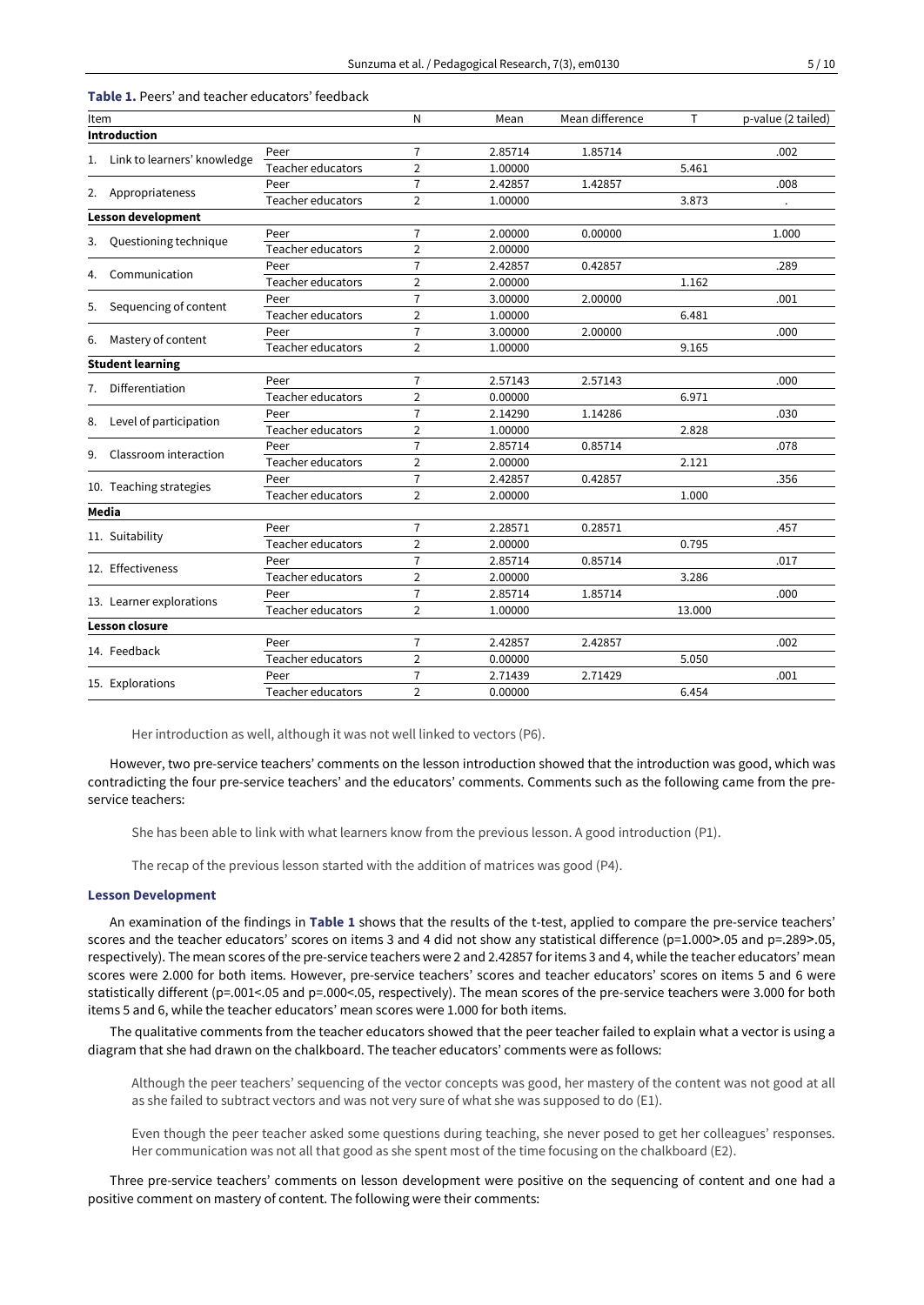**Table 1.** Peers' and teacher educators' feedback

| Item | | N | Mean | Mean difference | T | p-value (2 tailed) |
|---|---|---|---|---|---|---|
| **Introduction** | | | | | | |
| 1. Link to learners' knowledge | Peer | 7 | 2.85714 | 1.85714 | | .002 |
| | Teacher educators | 2 | 1.00000 | | 5.461 | |
| 2. Appropriateness | Peer | 7 | 2.42857 | 1.42857 | | .008 |
| | Teacher educators | 2 | 1.00000 | | 3.873 | . |
| **Lesson development** | | | | | | |
| 3. Questioning technique | Peer | 7 | 2.00000 | 0.00000 | | 1.000 |
| | Teacher educators | 2 | 2.00000 | | | |
| 4. Communication | Peer | 7 | 2.42857 | 0.42857 | | .289 |
| | Teacher educators | 2 | 2.00000 | | 1.162 | |
| 5. Sequencing of content | Peer | 7 | 3.00000 | 2.00000 | | .001 |
| | Teacher educators | 2 | 1.00000 | | 6.481 | |
| 6. Mastery of content | Peer | 7 | 3.00000 | 2.00000 | | .000 |
| | Teacher educators | 2 | 1.00000 | | 9.165 | |
| **Student learning** | | | | | | |
| 7. Differentiation | Peer | 7 | 2.57143 | 2.57143 | | .000 |
| | Teacher educators | 2 | 0.00000 | | 6.971 | |
| 8. Level of participation | Peer | 7 | 2.14290 | 1.14286 | | .030 |
| | Teacher educators | 2 | 1.00000 | | 2.828 | |
| 9. Classroom interaction | Peer | 7 | 2.85714 | 0.85714 | | .078 |
| | Teacher educators | 2 | 2.00000 | | 2.121 | |
| 10. Teaching strategies | Peer | 7 | 2.42857 | 0.42857 | | .356 |
| | Teacher educators | 2 | 2.00000 | | 1.000 | |
| **Media** | | | | | | |
| 11. Suitability | Peer | 7 | 2.28571 | 0.28571 | | .457 |
| | Teacher educators | 2 | 2.00000 | | 0.795 | |
| 12. Effectiveness | Peer | 7 | 2.85714 | 0.85714 | | .017 |
| | Teacher educators | 2 | 2.00000 | | 3.286 | |
| 13. Learner explorations | Peer | 7 | 2.85714 | 1.85714 | | .000 |
| | Teacher educators | 2 | 1.00000 | | 13.000 | |
| **Lesson closure** | | | | | | |
| 14. Feedback | Peer | 7 | 2.42857 | 2.42857 | | .002 |
| | Teacher educators | 2 | 0.00000 | | 5.050 | |
| 15. Explorations | Peer | 7 | 2.71439 | 2.71429 | | .001 |
| | Teacher educators | 2 | 0.00000 | | 6.454 | |

> Her introduction as well, although it was not well linked to vectors (P6).

However, two pre-service teachers' comments on the lesson introduction showed that the introduction was good, which was contradicting the four pre-service teachers' and the educators' comments. Comments such as the following came from the pre-service teachers:

> She has been able to link with what learners know from the previous lesson. A good introduction (P1).

> The recap of the previous lesson started with the addition of matrices was good (P4).

### Lesson Development

An examination of the findings in **Table 1** shows that the results of the t-test, applied to compare the pre-service teachers' scores and the teacher educators' scores on items 3 and 4 did not show any statistical difference ($p=1.000>.05$ and $p=.289>.05$, respectively). The mean scores of the pre-service teachers were 2 and 2.42857 for items 3 and 4, while the teacher educators' mean scores were 2.000 for both items. However, pre-service teachers' scores and teacher educators' scores on items 5 and 6 were statistically different ($p=.001<.05$ and $p=.000<.05$, respectively). The mean scores of the pre-service teachers were 3.000 for both items 5 and 6, while the teacher educators' mean scores were 1.000 for both items.

The qualitative comments from the teacher educators showed that the peer teacher failed to explain what a vector is using a diagram that she had drawn on the chalkboard. The teacher educators' comments were as follows:

> Although the peer teachers' sequencing of the vector concepts was good, her mastery of the content was not good at all as she failed to subtract vectors and was not very sure of what she was supposed to do (E1).

> Even though the peer teacher asked some questions during teaching, she never posed to get her colleagues' responses. Her communication was not all that good as she spent most of the time focusing on the chalkboard (E2).

Three pre-service teachers' comments on lesson development were positive on the sequencing of content and one had a positive comment on mastery of content. The following were their comments: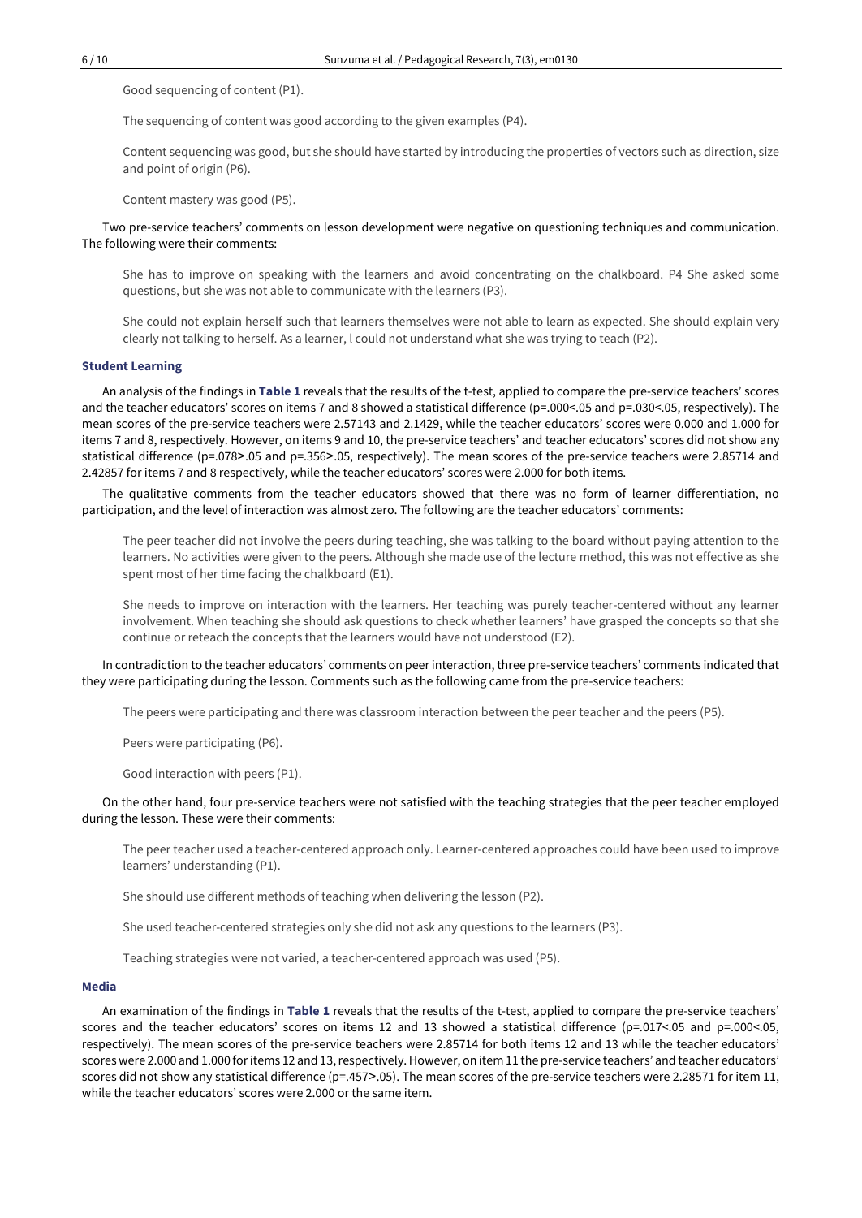> Good sequencing of content (P1).
>
> The sequencing of content was good according to the given examples (P4).
>
> Content sequencing was good, but she should have started by introducing the properties of vectors such as direction, size and point of origin (P6).
>
> Content mastery was good (P5).

Two pre-service teachers' comments on lesson development were negative on questioning techniques and communication. The following were their comments:

> She has to improve on speaking with the learners and avoid concentrating on the chalkboard. P4 She asked some questions, but she was not able to communicate with the learners (P3).
>
> She could not explain herself such that learners themselves were not able to learn as expected. She should explain very clearly not talking to herself. As a learner, l could not understand what she was trying to teach (P2).

### Student Learning

An analysis of the findings in **Table 1** reveals that the results of the t-test, applied to compare the pre-service teachers' scores and the teacher educators' scores on items 7 and 8 showed a statistical difference ($p=.000<.05$ and $p=.030<.05$, respectively). The mean scores of the pre-service teachers were 2.57143 and 2.1429, while the teacher educators' scores were 0.000 and 1.000 for items 7 and 8, respectively. However, on items 9 and 10, the pre-service teachers' and teacher educators' scores did not show any statistical difference ($p=.078>.05$ and $p=.356>.05$, respectively). The mean scores of the pre-service teachers were 2.85714 and 2.42857 for items 7 and 8 respectively, while the teacher educators' scores were 2.000 for both items.

The qualitative comments from the teacher educators showed that there was no form of learner differentiation, no participation, and the level of interaction was almost zero. The following are the teacher educators' comments:

> The peer teacher did not involve the peers during teaching, she was talking to the board without paying attention to the learners. No activities were given to the peers. Although she made use of the lecture method, this was not effective as she spent most of her time facing the chalkboard (E1).
>
> She needs to improve on interaction with the learners. Her teaching was purely teacher-centered without any learner involvement. When teaching she should ask questions to check whether learners' have grasped the concepts so that she continue or reteach the concepts that the learners would have not understood (E2).

In contradiction to the teacher educators' comments on peer interaction, three pre-service teachers' comments indicated that they were participating during the lesson. Comments such as the following came from the pre-service teachers:

> The peers were participating and there was classroom interaction between the peer teacher and the peers (P5).
>
> Peers were participating (P6).
>
> Good interaction with peers (P1).

On the other hand, four pre-service teachers were not satisfied with the teaching strategies that the peer teacher employed during the lesson. These were their comments:

> The peer teacher used a teacher-centered approach only. Learner-centered approaches could have been used to improve learners' understanding (P1).
>
> She should use different methods of teaching when delivering the lesson (P2).
>
> She used teacher-centered strategies only she did not ask any questions to the learners (P3).
>
> Teaching strategies were not varied, a teacher-centered approach was used (P5).

### Media

An examination of the findings in **Table 1** reveals that the results of the t-test, applied to compare the pre-service teachers' scores and the teacher educators' scores on items 12 and 13 showed a statistical difference ($p=.017<.05$ and $p=.000<.05$, respectively). The mean scores of the pre-service teachers were 2.85714 for both items 12 and 13 while the teacher educators' scores were 2.000 and 1.000 for items 12 and 13, respectively. However, on item 11 the pre-service teachers' and teacher educators' scores did not show any statistical difference ($p=.457>.05$). The mean scores of the pre-service teachers were 2.28571 for item 11, while the teacher educators' scores were 2.000 or the same item.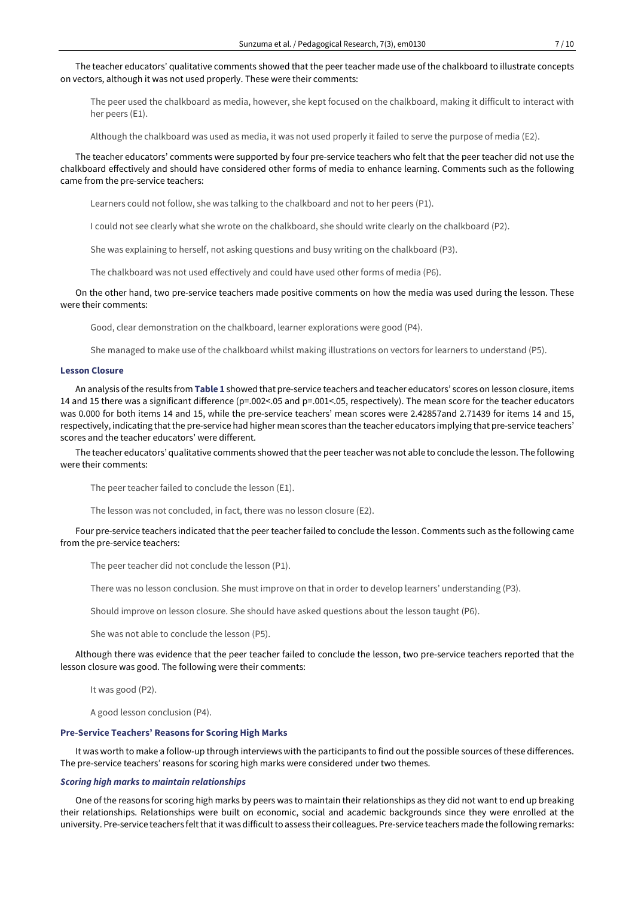The teacher educators' qualitative comments showed that the peer teacher made use of the chalkboard to illustrate concepts on vectors, although it was not used properly. These were their comments:

> The peer used the chalkboard as media, however, she kept focused on the chalkboard, making it difficult to interact with her peers (E1).
>
> Although the chalkboard was used as media, it was not used properly it failed to serve the purpose of media (E2).

The teacher educators' comments were supported by four pre-service teachers who felt that the peer teacher did not use the chalkboard effectively and should have considered other forms of media to enhance learning. Comments such as the following came from the pre-service teachers:

> Learners could not follow, she was talking to the chalkboard and not to her peers (P1).
>
> I could not see clearly what she wrote on the chalkboard, she should write clearly on the chalkboard (P2).
>
> She was explaining to herself, not asking questions and busy writing on the chalkboard (P3).
>
> The chalkboard was not used effectively and could have used other forms of media (P6).

On the other hand, two pre-service teachers made positive comments on how the media was used during the lesson. These were their comments:

> Good, clear demonstration on the chalkboard, learner explorations were good (P4).
>
> She managed to make use of the chalkboard whilst making illustrations on vectors for learners to understand (P5).

### Lesson Closure

An analysis of the results from **Table 1** showed that pre-service teachers and teacher educators' scores on lesson closure, items 14 and 15 there was a significant difference ($p=.002<.05$ and $p=.001<.05$, respectively). The mean score for the teacher educators was 0.000 for both items 14 and 15, while the pre-service teachers' mean scores were 2.42857and 2.71439 for items 14 and 15, respectively, indicating that the pre-service had higher mean scores than the teacher educators implying that pre-service teachers' scores and the teacher educators' were different.

The teacher educators' qualitative comments showed that the peer teacher was not able to conclude the lesson. The following were their comments:

> The peer teacher failed to conclude the lesson (E1).
>
> The lesson was not concluded, in fact, there was no lesson closure (E2).

Four pre-service teachers indicated that the peer teacher failed to conclude the lesson. Comments such as the following came from the pre-service teachers:

> The peer teacher did not conclude the lesson (P1).
>
> There was no lesson conclusion. She must improve on that in order to develop learners' understanding (P3).
>
> Should improve on lesson closure. She should have asked questions about the lesson taught (P6).
>
> She was not able to conclude the lesson (P5).

Although there was evidence that the peer teacher failed to conclude the lesson, two pre-service teachers reported that the lesson closure was good. The following were their comments:

> It was good (P2).
>
> A good lesson conclusion (P4).

### Pre-Service Teachers' Reasons for Scoring High Marks

It was worth to make a follow-up through interviews with the participants to find out the possible sources of these differences. The pre-service teachers' reasons for scoring high marks were considered under two themes.

#### *Scoring high marks to maintain relationships*

One of the reasons for scoring high marks by peers was to maintain their relationships as they did not want to end up breaking their relationships. Relationships were built on economic, social and academic backgrounds since they were enrolled at the university. Pre-service teachers felt that it was difficult to assess their colleagues. Pre-service teachers made the following remarks: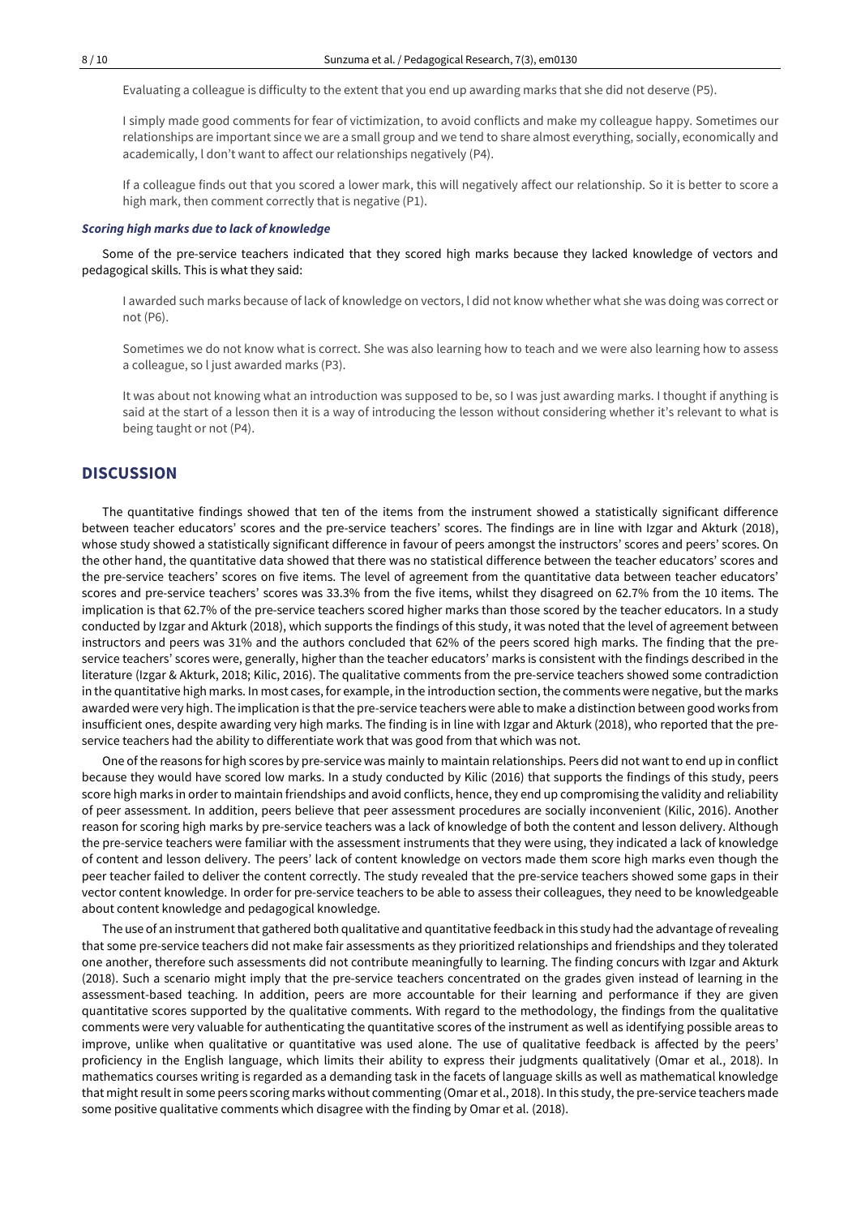Evaluating a colleague is difficulty to the extent that you end up awarding marks that she did not deserve (P5).

I simply made good comments for fear of victimization, to avoid conflicts and make my colleague happy. Sometimes our relationships are important since we are a small group and we tend to share almost everything, socially, economically and academically, l don't want to affect our relationships negatively (P4).

If a colleague finds out that you scored a lower mark, this will negatively affect our relationship. So it is better to score a high mark, then comment correctly that is negative (P1).

### *Scoring high marks due to lack of knowledge*

Some of the pre-service teachers indicated that they scored high marks because they lacked knowledge of vectors and pedagogical skills. This is what they said:

I awarded such marks because of lack of knowledge on vectors, l did not know whether what she was doing was correct or not (P6).

Sometimes we do not know what is correct. She was also learning how to teach and we were also learning how to assess a colleague, so l just awarded marks (P3).

It was about not knowing what an introduction was supposed to be, so I was just awarding marks. I thought if anything is said at the start of a lesson then it is a way of introducing the lesson without considering whether it's relevant to what is being taught or not (P4).

## DISCUSSION

The quantitative findings showed that ten of the items from the instrument showed a statistically significant difference between teacher educators' scores and the pre-service teachers' scores. The findings are in line with Izgar and Akturk (2018), whose study showed a statistically significant difference in favour of peers amongst the instructors' scores and peers' scores. On the other hand, the quantitative data showed that there was no statistical difference between the teacher educators' scores and the pre-service teachers' scores on five items. The level of agreement from the quantitative data between teacher educators' scores and pre-service teachers' scores was 33.3% from the five items, whilst they disagreed on 62.7% from the 10 items. The implication is that 62.7% of the pre-service teachers scored higher marks than those scored by the teacher educators. In a study conducted by Izgar and Akturk (2018), which supports the findings of this study, it was noted that the level of agreement between instructors and peers was 31% and the authors concluded that 62% of the peers scored high marks. The finding that the pre-service teachers' scores were, generally, higher than the teacher educators' marks is consistent with the findings described in the literature (Izgar & Akturk, 2018; Kilic, 2016). The qualitative comments from the pre-service teachers showed some contradiction in the quantitative high marks. In most cases, for example, in the introduction section, the comments were negative, but the marks awarded were very high. The implication is that the pre-service teachers were able to make a distinction between good works from insufficient ones, despite awarding very high marks. The finding is in line with Izgar and Akturk (2018), who reported that the pre-service teachers had the ability to differentiate work that was good from that which was not.

One of the reasons for high scores by pre-service was mainly to maintain relationships. Peers did not want to end up in conflict because they would have scored low marks. In a study conducted by Kilic (2016) that supports the findings of this study, peers score high marks in order to maintain friendships and avoid conflicts, hence, they end up compromising the validity and reliability of peer assessment. In addition, peers believe that peer assessment procedures are socially inconvenient (Kilic, 2016). Another reason for scoring high marks by pre-service teachers was a lack of knowledge of both the content and lesson delivery. Although the pre-service teachers were familiar with the assessment instruments that they were using, they indicated a lack of knowledge of content and lesson delivery. The peers' lack of content knowledge on vectors made them score high marks even though the peer teacher failed to deliver the content correctly. The study revealed that the pre-service teachers showed some gaps in their vector content knowledge. In order for pre-service teachers to be able to assess their colleagues, they need to be knowledgeable about content knowledge and pedagogical knowledge.

The use of an instrument that gathered both qualitative and quantitative feedback in this study had the advantage of revealing that some pre-service teachers did not make fair assessments as they prioritized relationships and friendships and they tolerated one another, therefore such assessments did not contribute meaningfully to learning. The finding concurs with Izgar and Akturk (2018). Such a scenario might imply that the pre-service teachers concentrated on the grades given instead of learning in the assessment-based teaching. In addition, peers are more accountable for their learning and performance if they are given quantitative scores supported by the qualitative comments. With regard to the methodology, the findings from the qualitative comments were very valuable for authenticating the quantitative scores of the instrument as well as identifying possible areas to improve, unlike when qualitative or quantitative was used alone. The use of qualitative feedback is affected by the peers' proficiency in the English language, which limits their ability to express their judgments qualitatively (Omar et al., 2018). In mathematics courses writing is regarded as a demanding task in the facets of language skills as well as mathematical knowledge that might result in some peers scoring marks without commenting (Omar et al., 2018). In this study, the pre-service teachers made some positive qualitative comments which disagree with the finding by Omar et al. (2018).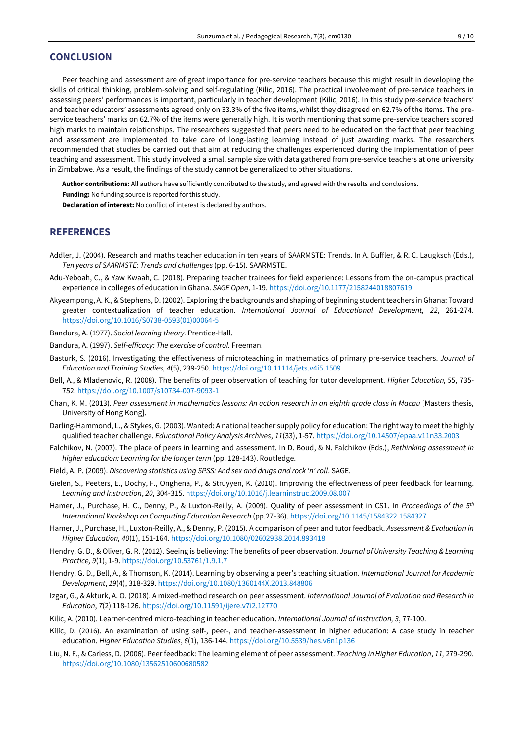## CONCLUSION

Peer teaching and assessment are of great importance for pre-service teachers because this might result in developing the skills of critical thinking, problem-solving and self-regulating (Kilic, 2016). The practical involvement of pre-service teachers in assessing peers' performances is important, particularly in teacher development (Kilic, 2016). In this study pre-service teachers' and teacher educators' assessments agreed only on 33.3% of the five items, whilst they disagreed on 62.7% of the items. The pre-service teachers' marks on 62.7% of the items were generally high. It is worth mentioning that some pre-service teachers scored high marks to maintain relationships. The researchers suggested that peers need to be educated on the fact that peer teaching and assessment are implemented to take care of long-lasting learning instead of just awarding marks. The researchers recommended that studies be carried out that aim at reducing the challenges experienced during the implementation of peer teaching and assessment. This study involved a small sample size with data gathered from pre-service teachers at one university in Zimbabwe. As a result, the findings of the study cannot be generalized to other situations.

**Author contributions:** All authors have sufficiently contributed to the study, and agreed with the results and conclusions.

**Funding:** No funding source is reported for this study.

**Declaration of interest:** No conflict of interest is declared by authors.

## REFERENCES

Addler, J. (2004). Research and maths teacher education in ten years of SAARMSTE: Trends. In A. Buffler, & R. C. Laugksch (Eds.), *Ten years of SAARMSTE: Trends and challenges* (pp. 6-15). SAARMSTE.

Adu-Yeboah, C., & Yaw Kwaah, C. (2018). Preparing teacher trainees for field experience: Lessons from the on-campus practical experience in colleges of education in Ghana. *SAGE Open*, 1-19. https://doi.org/10.1177/2158244018807619

Akyeampong, A. K., & Stephens, D. (2002). Exploring the backgrounds and shaping of beginning student teachers in Ghana: Toward greater contextualization of teacher education. *International Journal of Educational Development, 22*, 261-274. https://doi.org/10.1016/S0738-0593(01)00064-5

Bandura, A. (1977). *Social learning theory.* Prentice-Hall.

Bandura, A. (1997). *Self-efficacy: The exercise of control.* Freeman.

Basturk, S. (2016). Investigating the effectiveness of microteaching in mathematics of primary pre-service teachers. *Journal of Education and Training Studies, 4*(5), 239-250. https://doi.org/10.11114/jets.v4i5.1509

Bell, A., & Mladenovic, R. (2008). The benefits of peer observation of teaching for tutor development. *Higher Education,* 55, 735-752. https://doi.org/10.1007/s10734-007-9093-1

Chan, K. M. (2013). *Peer assessment in mathematics lessons: An action research in an eighth grade class in Macau* [Masters thesis, University of Hong Kong].

Darling-Hammond, L., & Stykes, G. (2003). Wanted: A national teacher supply policy for education: The right way to meet the highly qualified teacher challenge. *Educational Policy Analysis Archives*, *11*(33), 1-57. https://doi.org/10.14507/epaa.v11n33.2003

Falchikov, N. (2007). The place of peers in learning and assessment. In D. Boud, & N. Falchikov (Eds.), *Rethinking assessment in higher education: Learning for the longer term* (pp. 128-143). Routledge.

Field, A. P. (2009). *Discovering statistics using SPSS: And sex and drugs and rock 'n' roll*. SAGE.

Gielen, S., Peeters, E., Dochy, F., Onghena, P., & Struyven, K. (2010). Improving the effectiveness of peer feedback for learning. *Learning and Instruction*, *20*, 304-315. https://doi.org/10.1016/j.learninstruc.2009.08.007

Hamer, J., Purchase, H. C., Denny, P., & Luxton-Reilly, A. (2009). Quality of peer assessment in CS1. In *Proceedings of the 5th International Workshop on Computing Education Research* (pp.27-36). https://doi.org/10.1145/1584322.1584327

Hamer, J., Purchase, H., Luxton-Reilly, A., & Denny, P. (2015). A comparison of peer and tutor feedback. *Assessment & Evaluation in Higher Education, 40*(1), 151-164. https://doi.org/10.1080/02602938.2014.893418

Hendry, G. D., & Oliver, G. R. (2012). Seeing is believing: The benefits of peer observation. *Journal of University Teaching & Learning Practice, 9*(1), 1-9. https://doi.org/10.53761/1.9.1.7

Hendry, G. D., Bell, A., & Thomson, K. (2014). Learning by observing a peer's teaching situation. *International Journal for Academic Development*, *19*(4), 318-329. https://doi.org/10.1080/1360144X.2013.848806

Izgar, G., & Akturk, A. O. (2018). A mixed-method research on peer assessment. *International Journal of Evaluation and Research in Education*, *7*(2) 118-126. https://doi.org/10.11591/ijere.v7i2.12770

Kilic, A. (2010). Learner-centred micro-teaching in teacher education. *International Journal of Instruction, 3*, 77-100.

Kilic, D. (2016). An examination of using self-, peer-, and teacher-assessment in higher education: A case study in teacher education. *Higher Education Studies*, *6*(1), 136-144. https://doi.org/10.5539/hes.v6n1p136

Liu, N. F., & Carless, D. (2006). Peer feedback: The learning element of peer assessment. *Teaching in Higher Education*, *11,* 279-290. https://doi.org/10.1080/13562510600680582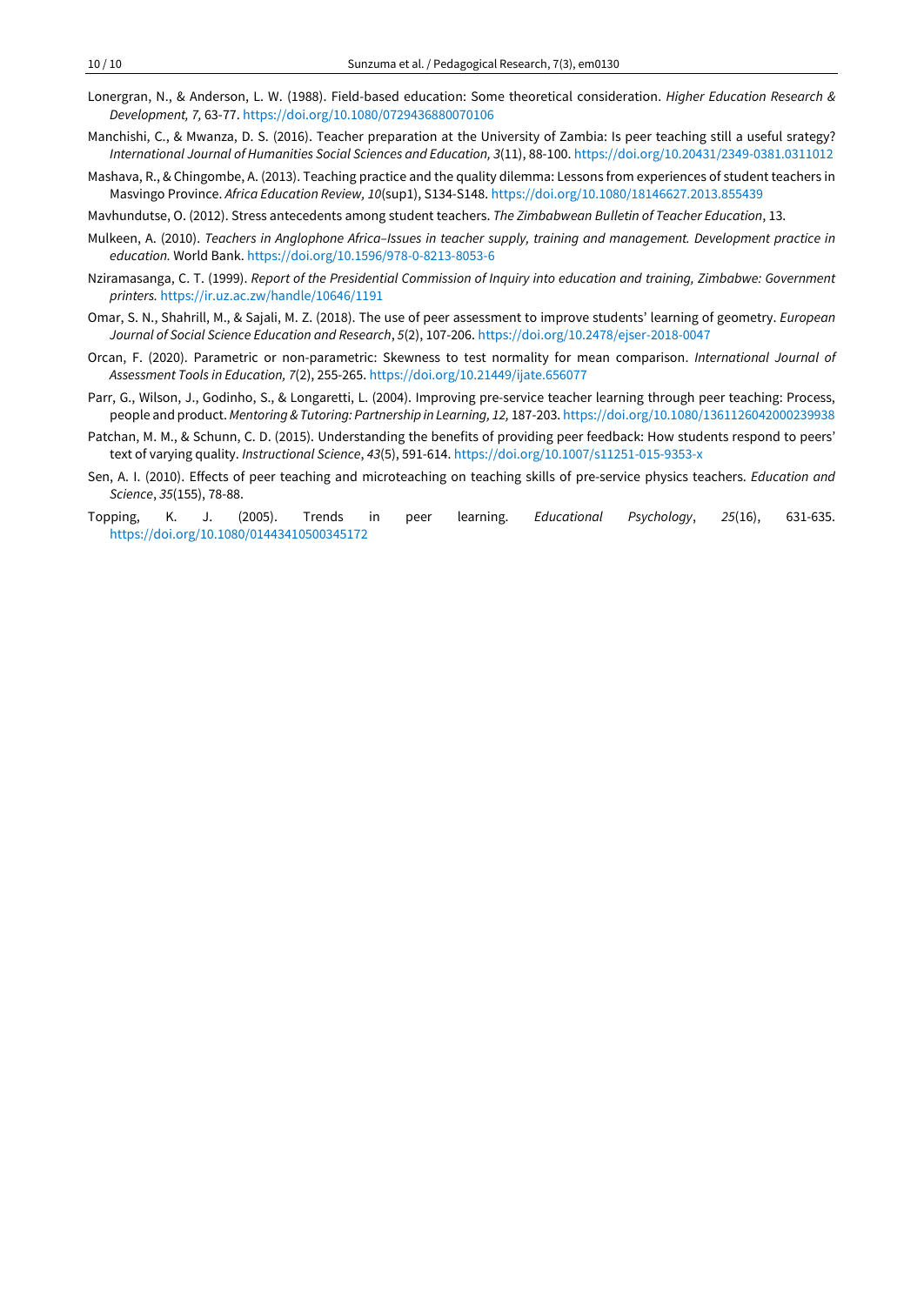Lonergran, N., & Anderson, L. W. (1988). Field-based education: Some theoretical consideration. *Higher Education Research & Development, 7,* 63-77. https://doi.org/10.1080/0729436880070106

Manchishi, C., & Mwanza, D. S. (2016). Teacher preparation at the University of Zambia: Is peer teaching still a useful srategy? *International Journal of Humanities Social Sciences and Education, 3*(11), 88-100. https://doi.org/10.20431/2349-0381.0311012

Mashava, R., & Chingombe, A. (2013). Teaching practice and the quality dilemma: Lessons from experiences of student teachers in Masvingo Province. *Africa Education Review, 10*(sup1), S134-S148. https://doi.org/10.1080/18146627.2013.855439

Mavhundutse, O. (2012). Stress antecedents among student teachers. *The Zimbabwean Bulletin of Teacher Education*, 13.

Mulkeen, A. (2010). *Teachers in Anglophone Africa–Issues in teacher supply, training and management. Development practice in education.* World Bank. https://doi.org/10.1596/978-0-8213-8053-6

Nziramasanga, C. T. (1999). *Report of the Presidential Commission of Inquiry into education and training, Zimbabwe: Government printers.* https://ir.uz.ac.zw/handle/10646/1191

Omar, S. N., Shahrill, M., & Sajali, M. Z. (2018). The use of peer assessment to improve students' learning of geometry. *European Journal of Social Science Education and Research*, *5*(2), 107-206. https://doi.org/10.2478/ejser-2018-0047

Orcan, F. (2020). Parametric or non-parametric: Skewness to test normality for mean comparison. *International Journal of Assessment Tools in Education, 7*(2), 255-265. https://doi.org/10.21449/ijate.656077

Parr, G., Wilson, J., Godinho, S., & Longaretti, L. (2004). Improving pre-service teacher learning through peer teaching: Process, people and product. *Mentoring & Tutoring: Partnership in Learning, 12,* 187-203. https://doi.org/10.1080/1361126042000239938

Patchan, M. M., & Schunn, C. D. (2015). Understanding the benefits of providing peer feedback: How students respond to peers' text of varying quality. *Instructional Science*, *43*(5), 591-614. https://doi.org/10.1007/s11251-015-9353-x

Sen, A. I. (2010). Effects of peer teaching and microteaching on teaching skills of pre-service physics teachers. *Education and Science*, *35*(155), 78-88.

Topping, K. J. (2005). Trends in peer learning. *Educational Psychology*, *25*(16), 631-635. https://doi.org/10.1080/01443410500345172